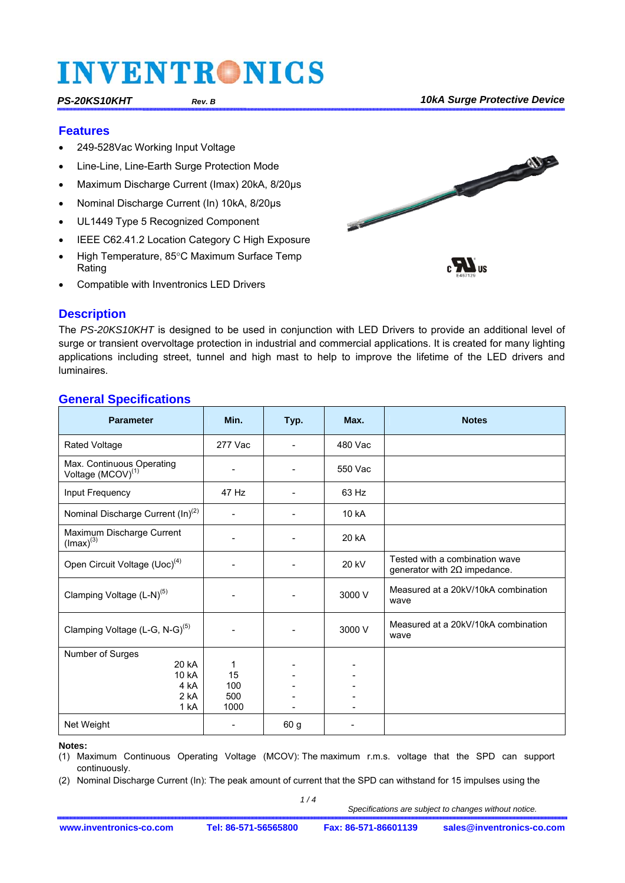# INVENTRONICS

***PS-20KS10KHT*** ***Rev. B*** ***10kA Surge Protective Device***

## Features

- 249-528Vac Working Input Voltage
- Line-Line, Line-Earth Surge Protection Mode
- Maximum Discharge Current (Imax) 20kA, 8/20µs
- Nominal Discharge Current (In) 10kA, 8/20µs
- UL1449 Type 5 Recognized Component
- IEEE C62.41.2 Location Category C High Exposure
- High Temperature, 85°C Maximum Surface Temp Rating
- Compatible with Inventronics LED Drivers

## Description

The *PS-20KS10KHT* is designed to be used in conjunction with LED Drivers to provide an additional level of surge or transient overvoltage protection in industrial and commercial applications. It is created for many lighting applications including street, tunnel and high mast to help to improve the lifetime of the LED drivers and luminaires.

## General Specifications

| Parameter | Min. | Typ. | Max. | Notes |
|---|---|---|---|---|
| Rated Voltage | 277 Vac | - | 480 Vac | |
| Max. Continuous Operating Voltage (MCOV)(1) | - | - | 550 Vac | |
| Input Frequency | 47 Hz | - | 63 Hz | |
| Nominal Discharge Current (In)(2) | - | - | 10 kA | |
| Maximum Discharge Current (Imax)(3) | - | - | 20 kA | |
| Open Circuit Voltage (Uoc)(4) | - | - | 20 kV | Tested with a combination wave generator with 2Ω impedance. |
| Clamping Voltage (L-N)(5) | - | - | 3000 V | Measured at a 20kV/10kA combination wave |
| Clamping Voltage (L-G, N-G)(5) | - | - | 3000 V | Measured at a 20kV/10kA combination wave |
| Number of Surges<br>20 kA<br>10 kA<br>4 kA<br>2 kA<br>1 kA | <br>1<br>15<br>100<br>500<br>1000 | <br>-<br>-<br>-<br>-<br>- | <br>-<br>-<br>-<br>-<br>- | |
| Net Weight | - | 60 g | - | |

**Notes:**

(1) Maximum Continuous Operating Voltage (MCOV): The maximum r.m.s. voltage that the SPD can support continuously.

(2) Nominal Discharge Current (In): The peak amount of current that the SPD can withstand for 15 impulses using the

Specifications are subject to changes without notice.

www.inventronics-co.com Tel: 86-571-56565800 Fax: 86-571-86601139 sales@inventronics-co.com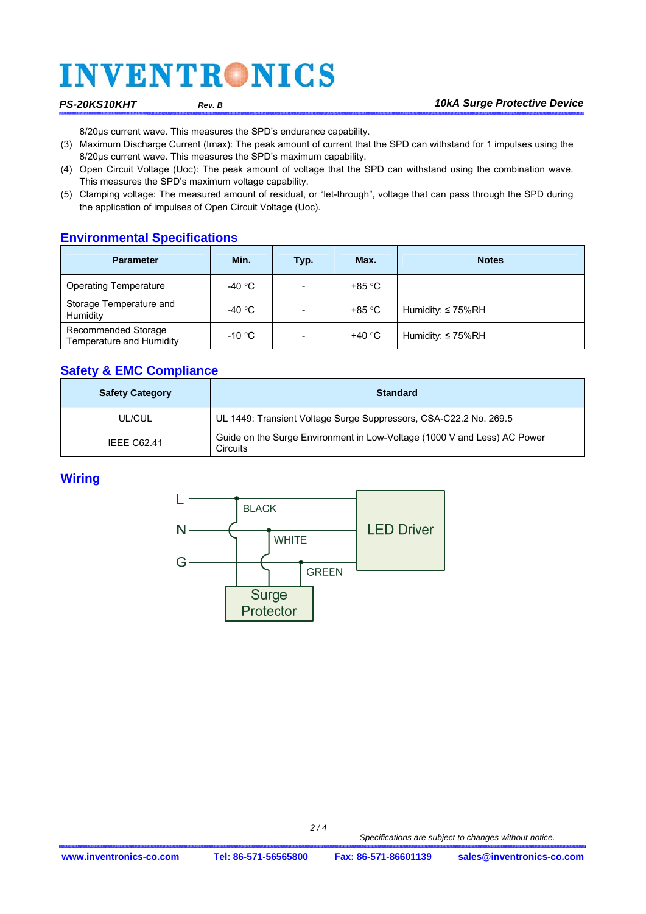8/20µs current wave. This measures the SPD's endurance capability.

(3) Maximum Discharge Current (Imax): The peak amount of current that the SPD can withstand for 1 impulses using the 8/20µs current wave. This measures the SPD's maximum capability.

(4) Open Circuit Voltage (Uoc): The peak amount of voltage that the SPD can withstand using the combination wave. This measures the SPD's maximum voltage capability.

(5) Clamping voltage: The measured amount of residual, or "let-through", voltage that can pass through the SPD during the application of impulses of Open Circuit Voltage (Uoc).

## Environmental Specifications

| Parameter | Min. | Typ. | Max. | Notes |
|---|---|---|---|---|
| Operating Temperature | -40 °C | - | +85 °C | |
| Storage Temperature and Humidity | -40 °C | - | +85 °C | Humidity: ≤ 75%RH |
| Recommended Storage Temperature and Humidity | -10 °C | - | +40 °C | Humidity: ≤ 75%RH |

## Safety & EMC Compliance

| Safety Category | Standard |
|---|---|
| UL/CUL | UL 1449: Transient Voltage Surge Suppressors, CSA-C22.2 No. 269.5 |
| IEEE C62.41 | Guide on the Surge Environment in Low-Voltage (1000 V and Less) AC Power Circuits |

## Wiring

L

N

G

BLACK

WHITE

GREEN

LED Driver

Surge Protector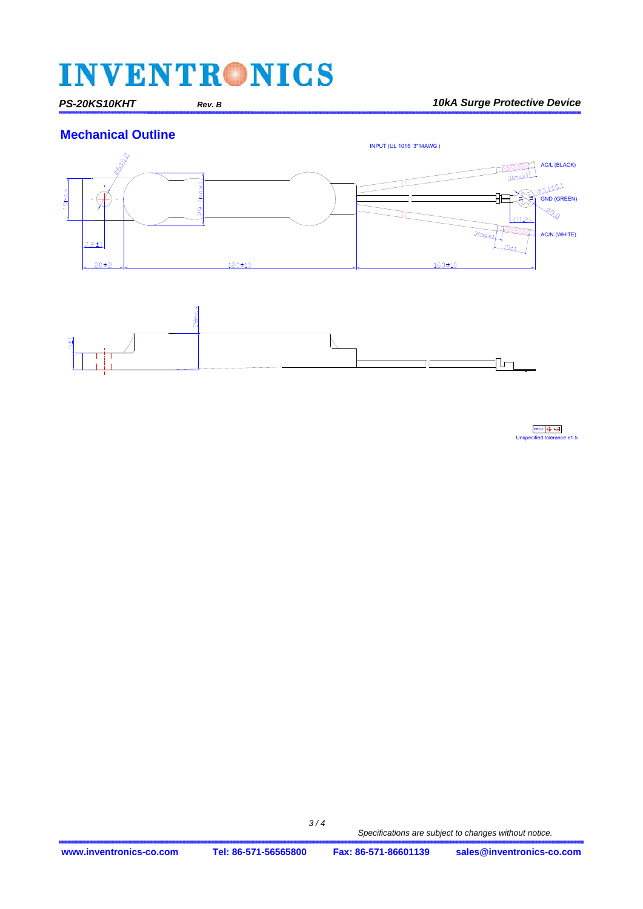## Mechanical Outline

INPUT (UL 1015 3*14AWG )

AC/L (BLACK)

GND (GREEN)

AC/N (WHITE)

Ø6±0.2

19max

29 (max)

7.2±1

20±2

120±10

160±10

3(max)

Ø5.1±0.1

Ø9.6

(11.2)

15±1

19max

Unspecified tolerance:±1.5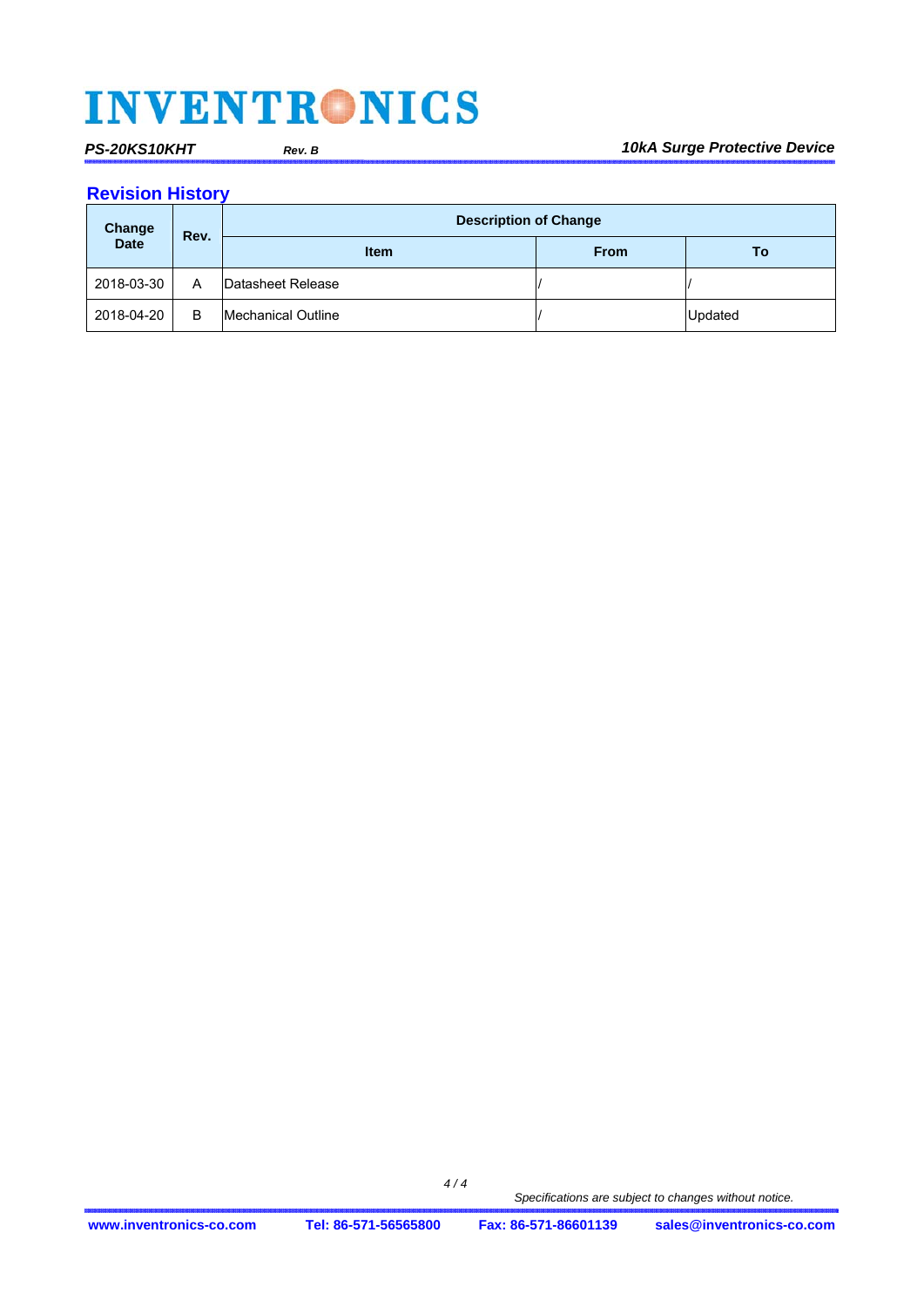## Revision History

| Change Date | Rev. | Description of Change | | |
|---|---|---|---|---|
| | | Item | From | To |
| 2018-03-30 | A | Datasheet Release | / | / |
| 2018-04-20 | B | Mechanical Outline | / | Updated |

*Specifications are subject to changes without notice.*